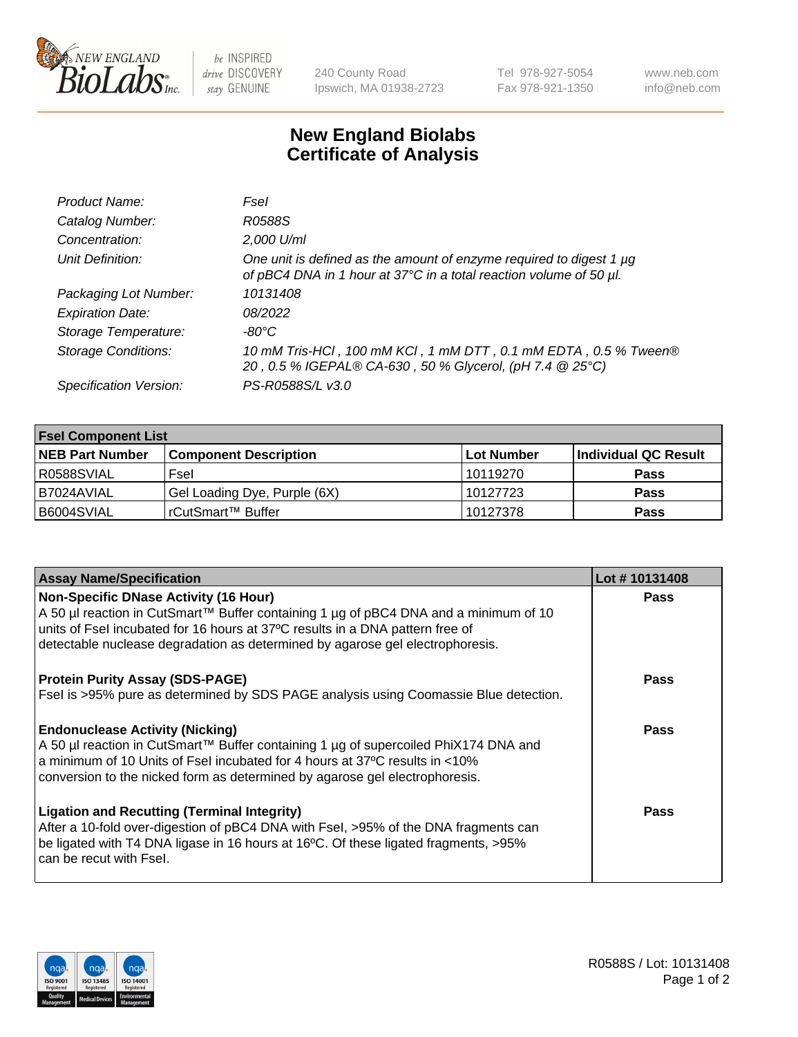New England BioLabs Inc. — be INSPIRED drive DISCOVERY stay GENUINE

240 County Road
Ipswich, MA 01938-2723

Tel 978-927-5054
Fax 978-921-1350

www.neb.com
info@neb.com

# New England Biolabs
# Certificate of Analysis

| | |
|---|---|
| *Product Name:* | *FseI* |
| *Catalog Number:* | *R0588S* |
| *Concentration:* | *2,000 U/ml* |
| *Unit Definition:* | *One unit is defined as the amount of enzyme required to digest 1 µg of pBC4 DNA in 1 hour at 37°C in a total reaction volume of 50 µl.* |
| *Packaging Lot Number:* | *10131408* |
| *Expiration Date:* | *08/2022* |
| *Storage Temperature:* | *-80°C* |
| *Storage Conditions:* | *10 mM Tris-HCl , 100 mM KCl , 1 mM DTT , 0.1 mM EDTA , 0.5 % Tween® 20 , 0.5 % IGEPAL® CA-630 , 50 % Glycerol, (pH 7.4 @ 25°C)* |
| *Specification Version:* | *PS-R0588S/L v3.0* |

| **FseI Component List** | | | |
|---|---|---|---|
| **NEB Part Number** | **Component Description** | **Lot Number** | **Individual QC Result** |
| R0588SVIAL | FseI | 10119270 | **Pass** |
| B7024AVIAL | Gel Loading Dye, Purple (6X) | 10127723 | **Pass** |
| B6004SVIAL | rCutSmart™ Buffer | 10127378 | **Pass** |

| **Assay Name/Specification** | **Lot # 10131408** |
|---|---|
| **Non-Specific DNase Activity (16 Hour)** A 50 µl reaction in CutSmart™ Buffer containing 1 µg of pBC4 DNA and a minimum of 10 units of FseI incubated for 16 hours at 37ºC results in a DNA pattern free of detectable nuclease degradation as determined by agarose gel electrophoresis. | **Pass** |
| **Protein Purity Assay (SDS-PAGE)** FseI is >95% pure as determined by SDS PAGE analysis using Coomassie Blue detection. | **Pass** |
| **Endonuclease Activity (Nicking)** A 50 µl reaction in CutSmart™ Buffer containing 1 µg of supercoiled PhiX174 DNA and a minimum of 10 Units of FseI incubated for 4 hours at 37ºC results in <10% conversion to the nicked form as determined by agarose gel electrophoresis. | **Pass** |
| **Ligation and Recutting (Terminal Integrity)** After a 10-fold over-digestion of pBC4 DNA with FseI, >95% of the DNA fragments can be ligated with T4 DNA ligase in 16 hours at 16ºC. Of these ligated fragments, >95% can be recut with FseI. | **Pass** |

R0588S / Lot: 10131408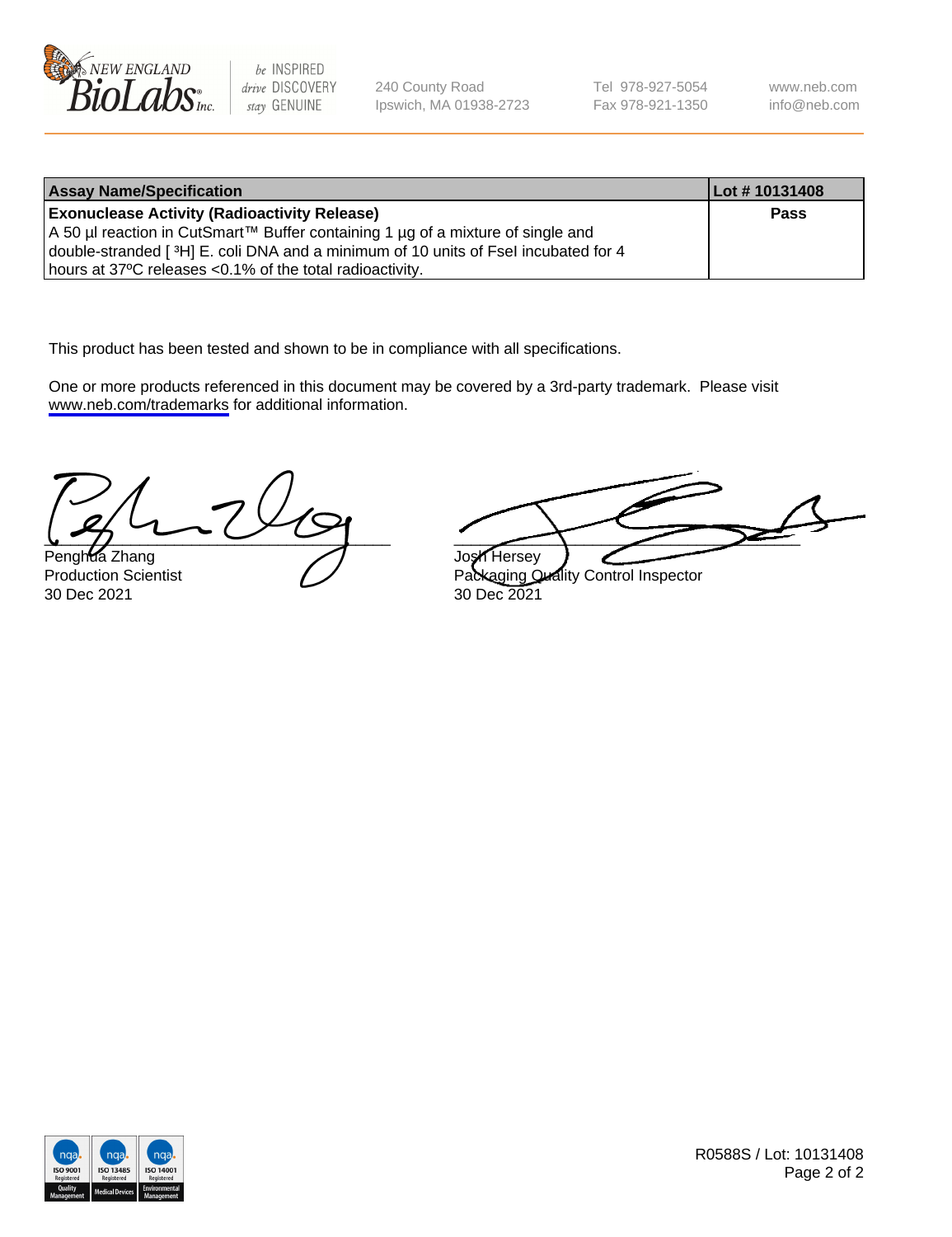New England BioLabs Inc. — be INSPIRED drive DISCOVERY stay GENUINE

240 County Road
Ipswich, MA 01938-2723

Tel 978-927-5054
Fax 978-921-1350

www.neb.com
info@neb.com

| Assay Name/Specification | Lot # 10131408 |
|---|---|
| **Exonuclease Activity (Radioactivity Release)**<br>A 50 µl reaction in CutSmart™ Buffer containing 1 µg of a mixture of single and double-stranded [ $^{3}$H] E. coli DNA and a minimum of 10 units of FseI incubated for 4 hours at 37ºC releases <0.1% of the total radioactivity. | **Pass** |

This product has been tested and shown to be in compliance with all specifications.

One or more products referenced in this document may be covered by a 3rd-party trademark. Please visit www.neb.com/trademarks for additional information.

Penghua Zhang
Production Scientist
30 Dec 2021

Josh Hersey
Packaging Quality Control Inspector
30 Dec 2021

R0588S / Lot: 10131408